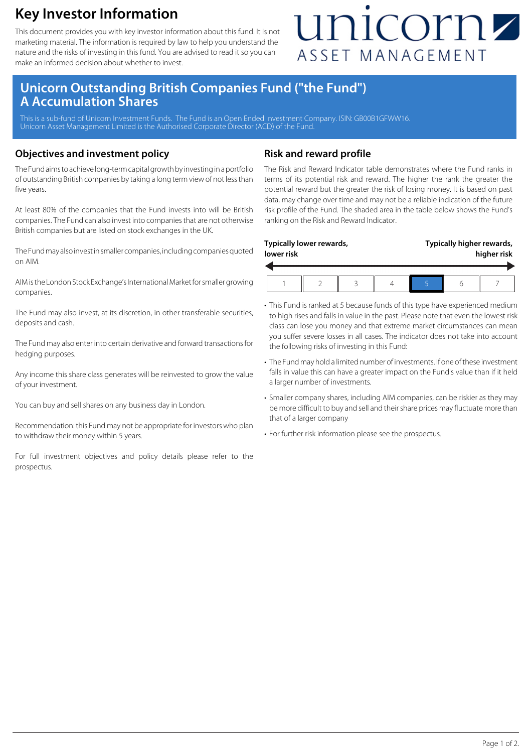# Key Investor Information

This document provides you with key investor information about this fund. It is not marketing material. The information is required by law to help you understand the nature and the risks of investing in this fund. You are advised to read it so you can make an informed decision about whether to invest.

unicorn ASSET MANAGEMENT

## Unicorn Outstanding British Companies Fund ("the Fund") A Accumulation Shares

This is a sub-fund of Unicorn Investment Funds. The Fund is an Open Ended Investment Company. ISIN: GB00B1GFWW16.
Unicorn Asset Management Limited is the Authorised Corporate Director (ACD) of the Fund.

## Objectives and investment policy

The Fund aims to achieve long-term capital growth by investing in a portfolio of outstanding British companies by taking a long term view of not less than five years.

At least 80% of the companies that the Fund invests into will be British companies. The Fund can also invest into companies that are not otherwise British companies but are listed on stock exchanges in the UK.

The Fund may also invest in smaller companies, including companies quoted on AIM.

AIM is the London Stock Exchange's International Market for smaller growing companies.

The Fund may also invest, at its discretion, in other transferable securities, deposits and cash.

The Fund may also enter into certain derivative and forward transactions for hedging purposes.

Any income this share class generates will be reinvested to grow the value of your investment.

You can buy and sell shares on any business day in London.

Recommendation: this Fund may not be appropriate for investors who plan to withdraw their money within 5 years.

For full investment objectives and policy details please refer to the prospectus.

## Risk and reward profile

The Risk and Reward Indicator table demonstrates where the Fund ranks in terms of its potential risk and reward. The higher the rank the greater the potential reward but the greater the risk of losing money. It is based on past data, may change over time and may not be a reliable indication of the future risk profile of the Fund. The shaded area in the table below shows the Fund's ranking on the Risk and Reward Indicator.

**Typically lower rewards, lower risk** ← → **Typically higher rewards, higher risk**

| 1 | 2 | 3 | 4 | **5** | 6 | 7 |
|---|---|---|---|---|---|---|

- This Fund is ranked at 5 because funds of this type have experienced medium to high rises and falls in value in the past. Please note that even the lowest risk class can lose you money and that extreme market circumstances can mean you suffer severe losses in all cases. The indicator does not take into account the following risks of investing in this Fund:
- The Fund may hold a limited number of investments. If one of these investment falls in value this can have a greater impact on the Fund's value than if it held a larger number of investments.
- Smaller company shares, including AIM companies, can be riskier as they may be more difficult to buy and sell and their share prices may fluctuate more than that of a larger company
- For further risk information please see the prospectus.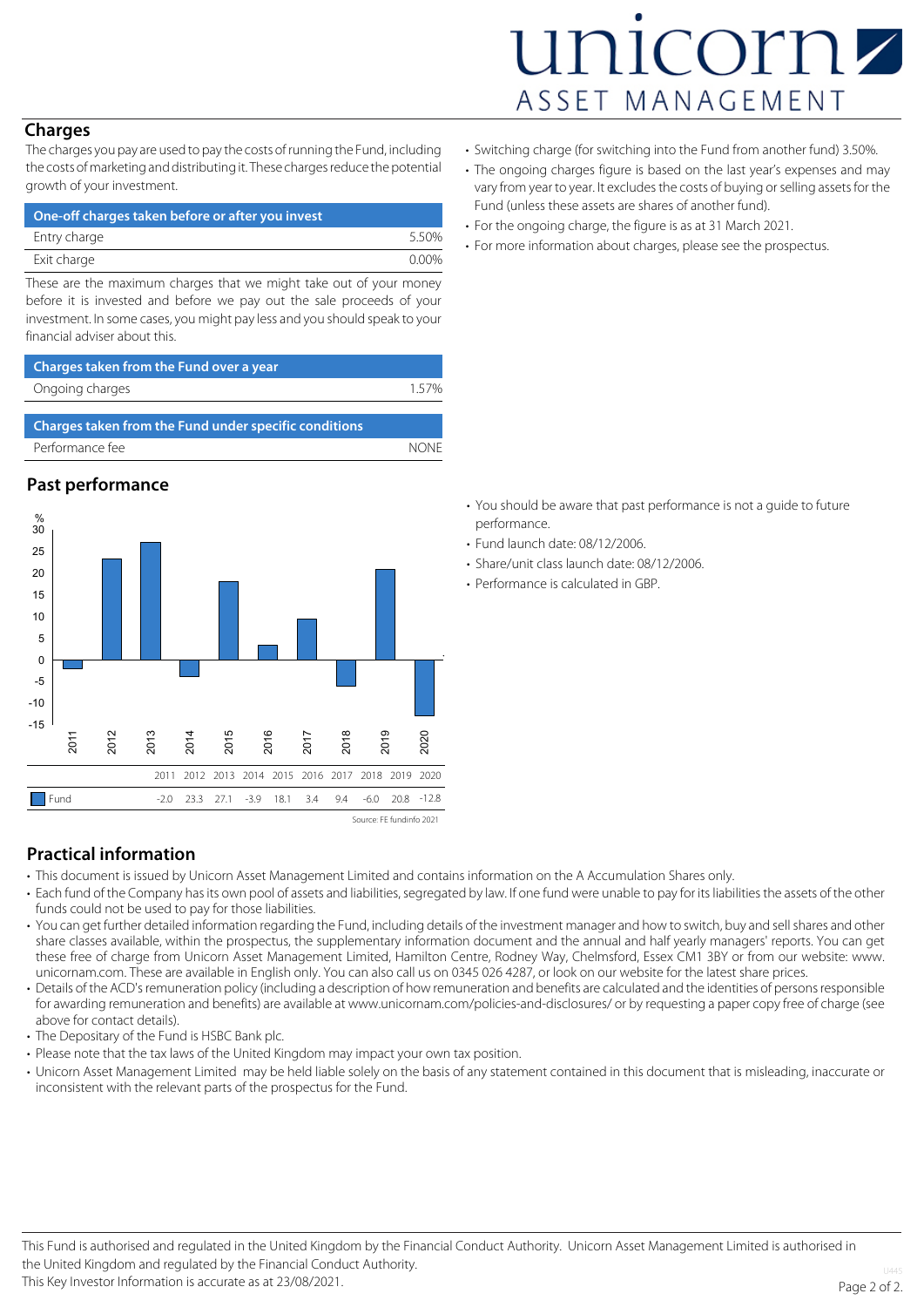## Charges

The charges you pay are used to pay the costs of running the Fund, including the costs of marketing and distributing it. These charges reduce the potential growth of your investment.

| One-off charges taken before or after you invest | |
|---|---|
| Entry charge | 5.50% |
| Exit charge | 0.00% |

These are the maximum charges that we might take out of your money before it is invested and before we pay out the sale proceeds of your investment. In some cases, you might pay less and you should speak to your financial adviser about this.

| Charges taken from the Fund over a year | |
|---|---|
| Ongoing charges | 1.57% |

| Charges taken from the Fund under specific conditions | |
|---|---|
| Performance fee | NONE |

- Switching charge (for switching into the Fund from another fund) 3.50%.
- The ongoing charges figure is based on the last year's expenses and may vary from year to year. It excludes the costs of buying or selling assets for the Fund (unless these assets are shares of another fund).
- For the ongoing charge, the figure is as at 31 March 2021.
- For more information about charges, please see the prospectus.

## Past performance

%
30
25
20
15
10
5
0
-5
-10
-15

2011 2012 2013 2014 2015 2016 2017 2018 2019 2020

| | 2011 | 2012 | 2013 | 2014 | 2015 | 2016 | 2017 | 2018 | 2019 | 2020 |
|---|---|---|---|---|---|---|---|---|---|---|
| Fund | -2.0 | 23.3 | 27.1 | -3.9 | 18.1 | 3.4 | 9.4 | -6.0 | 20.8 | -12.8 |

Source: FE fundinfo 2021

- You should be aware that past performance is not a guide to future performance.
- Fund launch date: 08/12/2006.
- Share/unit class launch date: 08/12/2006.
- Performance is calculated in GBP.

## Practical information

- This document is issued by Unicorn Asset Management Limited and contains information on the A Accumulation Shares only.
- Each fund of the Company has its own pool of assets and liabilities, segregated by law. If one fund were unable to pay for its liabilities the assets of the other funds could not be used to pay for those liabilities.
- You can get further detailed information regarding the Fund, including details of the investment manager and how to switch, buy and sell shares and other share classes available, within the prospectus, the supplementary information document and the annual and half yearly managers' reports. You can get these free of charge from Unicorn Asset Management Limited, Hamilton Centre, Rodney Way, Chelmsford, Essex CM1 3BY or from our website: www.unicornam.com. These are available in English only. You can also call us on 0345 026 4287, or look on our website for the latest share prices.
- Details of the ACD's remuneration policy (including a description of how remuneration and benefits are calculated and the identities of persons responsible for awarding remuneration and benefits) are available at www.unicornam.com/policies-and-disclosures/ or by requesting a paper copy free of charge (see above for contact details).
- The Depositary of the Fund is HSBC Bank plc.
- Please note that the tax laws of the United Kingdom may impact your own tax position.
- Unicorn Asset Management Limited may be held liable solely on the basis of any statement contained in this document that is misleading, inaccurate or inconsistent with the relevant parts of the prospectus for the Fund.

This Fund is authorised and regulated in the United Kingdom by the Financial Conduct Authority. Unicorn Asset Management Limited is authorised in the United Kingdom and regulated by the Financial Conduct Authority.
This Key Investor Information is accurate as at 23/08/2021.